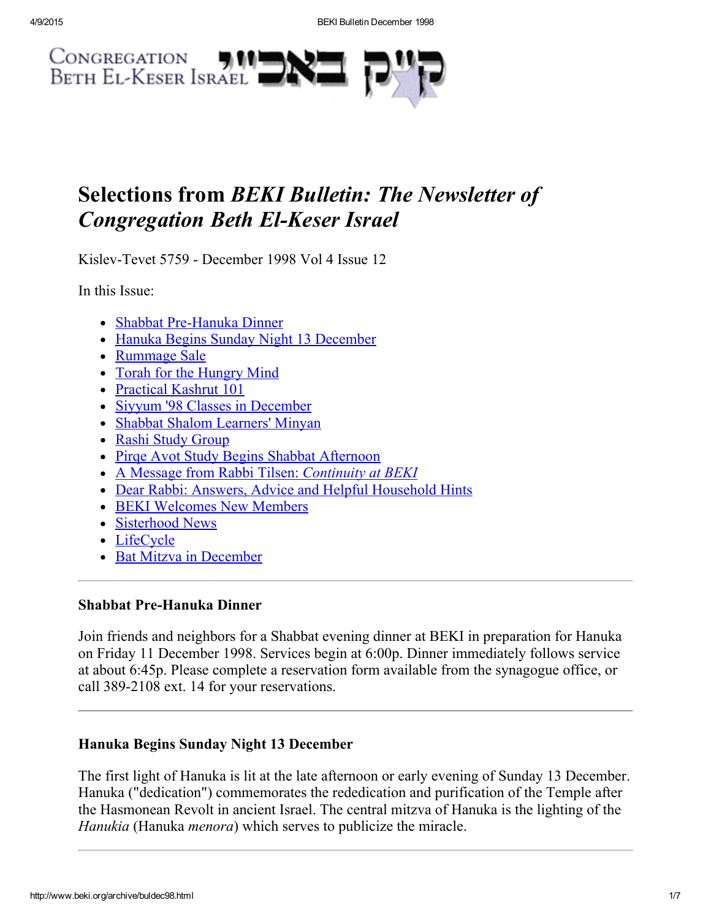Congregation Beth El-Keser Israel קי״ק באב״י

# Selections from *BEKI Bulletin: The Newsletter of Congregation Beth El-Keser Israel*

Kislev-Tevet 5759 - December 1998 Vol 4 Issue 12

In this Issue:

- Shabbat Pre-Hanuka Dinner
- Hanuka Begins Sunday Night 13 December
- Rummage Sale
- Torah for the Hungry Mind
- Practical Kashrut 101
- Siyyum '98 Classes in December
- Shabbat Shalom Learners' Minyan
- Rashi Study Group
- Pirqe Avot Study Begins Shabbat Afternoon
- A Message from Rabbi Tilsen: *Continuity at BEKI*
- Dear Rabbi: Answers, Advice and Helpful Household Hints
- BEKI Welcomes New Members
- Sisterhood News
- LifeCycle
- Bat Mitzva in December

---

### Shabbat Pre-Hanuka Dinner

Join friends and neighbors for a Shabbat evening dinner at BEKI in preparation for Hanuka on Friday 11 December 1998. Services begin at 6:00p. Dinner immediately follows service at about 6:45p. Please complete a reservation form available from the synagogue office, or call 389-2108 ext. 14 for your reservations.

---

### Hanuka Begins Sunday Night 13 December

The first light of Hanuka is lit at the late afternoon or early evening of Sunday 13 December. Hanuka ("dedication") commemorates the rededication and purification of the Temple after the Hasmonean Revolt in ancient Israel. The central mitzva of Hanuka is the lighting of the *Hanukia* (Hanuka *menora*) which serves to publicize the miracle.

---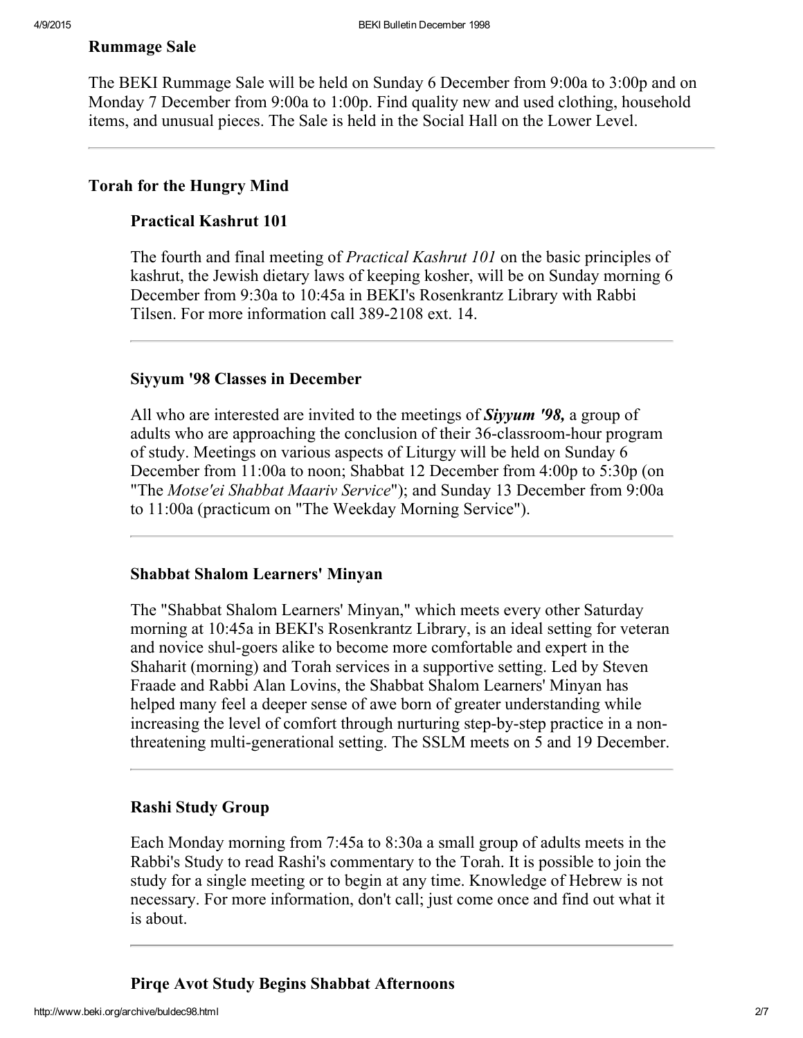## Rummage Sale

The BEKI Rummage Sale will be held on Sunday 6 December from 9:00a to 3:00p and on Monday 7 December from 9:00a to 1:00p. Find quality new and used clothing, household items, and unusual pieces. The Sale is held in the Social Hall on the Lower Level.

---

## Torah for the Hungry Mind

### Practical Kashrut 101

The fourth and final meeting of *Practical Kashrut 101* on the basic principles of kashrut, the Jewish dietary laws of keeping kosher, will be on Sunday morning 6 December from 9:30a to 10:45a in BEKI's Rosenkrantz Library with Rabbi Tilsen. For more information call 389-2108 ext. 14.

---

### Siyyum '98 Classes in December

All who are interested are invited to the meetings of ***Siyyum '98,*** a group of adults who are approaching the conclusion of their 36-classroom-hour program of study. Meetings on various aspects of Liturgy will be held on Sunday 6 December from 11:00a to noon; Shabbat 12 December from 4:00p to 5:30p (on "The *Motse'ei Shabbat Maariv Service*"); and Sunday 13 December from 9:00a to 11:00a (practicum on "The Weekday Morning Service").

---

### Shabbat Shalom Learners' Minyan

The "Shabbat Shalom Learners' Minyan," which meets every other Saturday morning at 10:45a in BEKI's Rosenkrantz Library, is an ideal setting for veteran and novice shul-goers alike to become more comfortable and expert in the Shaharit (morning) and Torah services in a supportive setting. Led by Steven Fraade and Rabbi Alan Lovins, the Shabbat Shalom Learners' Minyan has helped many feel a deeper sense of awe born of greater understanding while increasing the level of comfort through nurturing step-by-step practice in a non-threatening multi-generational setting. The SSLM meets on 5 and 19 December.

---

### Rashi Study Group

Each Monday morning from 7:45a to 8:30a a small group of adults meets in the Rabbi's Study to read Rashi's commentary to the Torah. It is possible to join the study for a single meeting or to begin at any time. Knowledge of Hebrew is not necessary. For more information, don't call; just come once and find out what it is about.

---

### Pirqe Avot Study Begins Shabbat Afternoons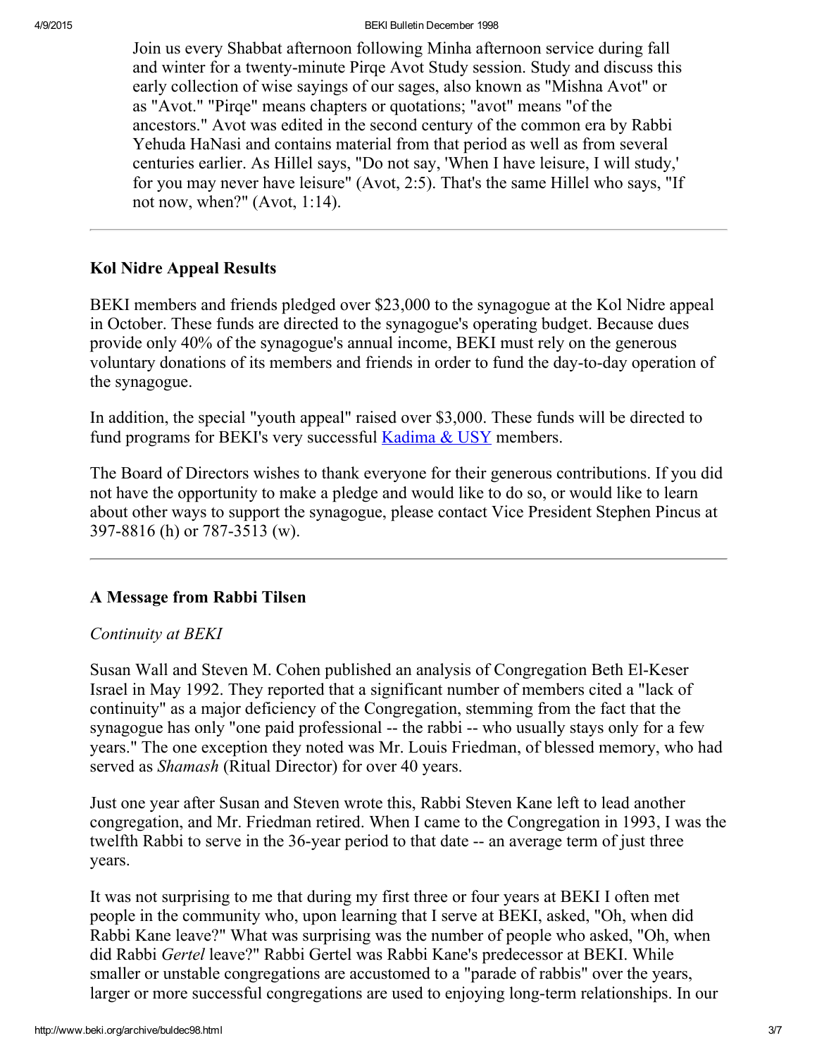Join us every Shabbat afternoon following Minha afternoon service during fall and winter for a twenty-minute Pirqe Avot Study session. Study and discuss this early collection of wise sayings of our sages, also known as "Mishna Avot" or as "Avot." "Pirqe" means chapters or quotations; "avot" means "of the ancestors." Avot was edited in the second century of the common era by Rabbi Yehuda HaNasi and contains material from that period as well as from several centuries earlier. As Hillel says, "Do not say, 'When I have leisure, I will study,' for you may never have leisure" (Avot, 2:5). That's the same Hillel who says, "If not now, when?" (Avot, 1:14).

---

### Kol Nidre Appeal Results

BEKI members and friends pledged over $23,000 to the synagogue at the Kol Nidre appeal in October. These funds are directed to the synagogue's operating budget. Because dues provide only 40% of the synagogue's annual income, BEKI must rely on the generous voluntary donations of its members and friends in order to fund the day-to-day operation of the synagogue.

In addition, the special "youth appeal" raised over $3,000. These funds will be directed to fund programs for BEKI's very successful Kadima & USY members.

The Board of Directors wishes to thank everyone for their generous contributions. If you did not have the opportunity to make a pledge and would like to do so, or would like to learn about other ways to support the synagogue, please contact Vice President Stephen Pincus at 397-8816 (h) or 787-3513 (w).

---

### A Message from Rabbi Tilsen

*Continuity at BEKI*

Susan Wall and Steven M. Cohen published an analysis of Congregation Beth El-Keser Israel in May 1992. They reported that a significant number of members cited a "lack of continuity" as a major deficiency of the Congregation, stemming from the fact that the synagogue has only "one paid professional -- the rabbi -- who usually stays only for a few years." The one exception they noted was Mr. Louis Friedman, of blessed memory, who had served as *Shamash* (Ritual Director) for over 40 years.

Just one year after Susan and Steven wrote this, Rabbi Steven Kane left to lead another congregation, and Mr. Friedman retired. When I came to the Congregation in 1993, I was the twelfth Rabbi to serve in the 36-year period to that date -- an average term of just three years.

It was not surprising to me that during my first three or four years at BEKI I often met people in the community who, upon learning that I serve at BEKI, asked, "Oh, when did Rabbi Kane leave?" What was surprising was the number of people who asked, "Oh, when did Rabbi *Gertel* leave?" Rabbi Gertel was Rabbi Kane's predecessor at BEKI. While smaller or unstable congregations are accustomed to a "parade of rabbis" over the years, larger or more successful congregations are used to enjoying long-term relationships. In our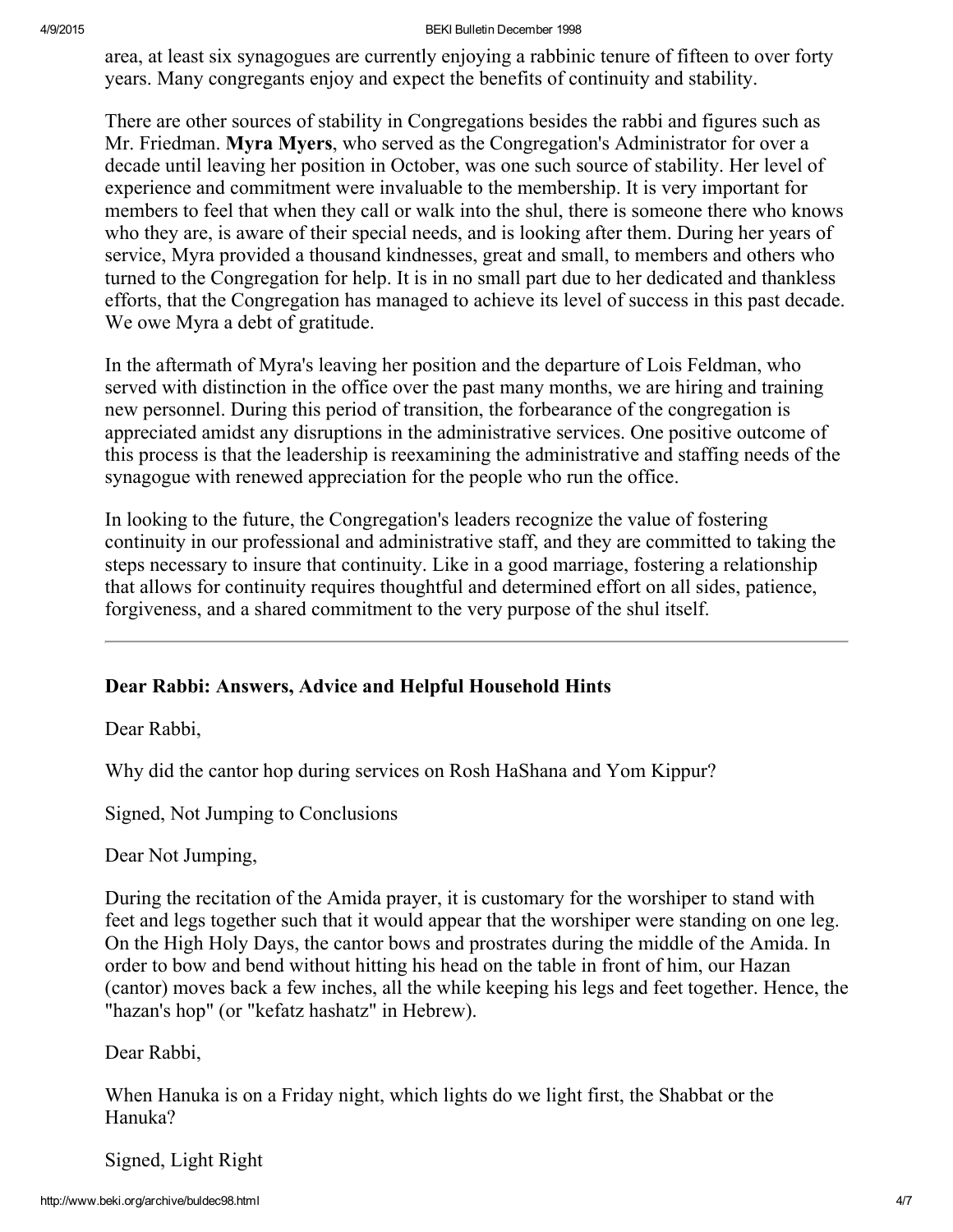area, at least six synagogues are currently enjoying a rabbinic tenure of fifteen to over forty years. Many congregants enjoy and expect the benefits of continuity and stability.

There are other sources of stability in Congregations besides the rabbi and figures such as Mr. Friedman. **Myra Myers**, who served as the Congregation's Administrator for over a decade until leaving her position in October, was one such source of stability. Her level of experience and commitment were invaluable to the membership. It is very important for members to feel that when they call or walk into the shul, there is someone there who knows who they are, is aware of their special needs, and is looking after them. During her years of service, Myra provided a thousand kindnesses, great and small, to members and others who turned to the Congregation for help. It is in no small part due to her dedicated and thankless efforts, that the Congregation has managed to achieve its level of success in this past decade. We owe Myra a debt of gratitude.

In the aftermath of Myra's leaving her position and the departure of Lois Feldman, who served with distinction in the office over the past many months, we are hiring and training new personnel. During this period of transition, the forbearance of the congregation is appreciated amidst any disruptions in the administrative services. One positive outcome of this process is that the leadership is reexamining the administrative and staffing needs of the synagogue with renewed appreciation for the people who run the office.

In looking to the future, the Congregation's leaders recognize the value of fostering continuity in our professional and administrative staff, and they are committed to taking the steps necessary to insure that continuity. Like in a good marriage, fostering a relationship that allows for continuity requires thoughtful and determined effort on all sides, patience, forgiveness, and a shared commitment to the very purpose of the shul itself.

---

### Dear Rabbi: Answers, Advice and Helpful Household Hints

Dear Rabbi,

Why did the cantor hop during services on Rosh HaShana and Yom Kippur?

Signed, Not Jumping to Conclusions

Dear Not Jumping,

During the recitation of the Amida prayer, it is customary for the worshiper to stand with feet and legs together such that it would appear that the worshiper were standing on one leg. On the High Holy Days, the cantor bows and prostrates during the middle of the Amida. In order to bow and bend without hitting his head on the table in front of him, our Hazan (cantor) moves back a few inches, all the while keeping his legs and feet together. Hence, the "hazan's hop" (or "kefatz hashatz" in Hebrew).

Dear Rabbi,

When Hanuka is on a Friday night, which lights do we light first, the Shabbat or the Hanuka?

Signed, Light Right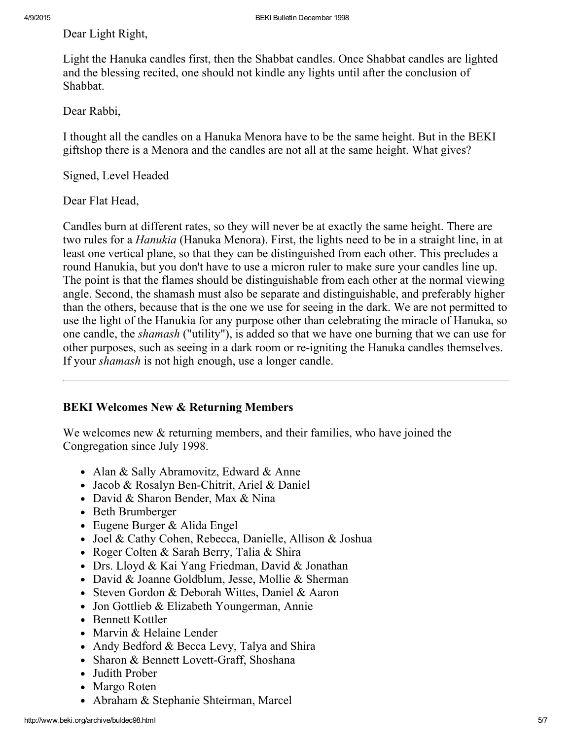Dear Light Right,

Light the Hanuka candles first, then the Shabbat candles. Once Shabbat candles are lighted and the blessing recited, one should not kindle any lights until after the conclusion of Shabbat.

Dear Rabbi,

I thought all the candles on a Hanuka Menora have to be the same height. But in the BEKI giftshop there is a Menora and the candles are not all at the same height. What gives?

Signed, Level Headed

Dear Flat Head,

Candles burn at different rates, so they will never be at exactly the same height. There are two rules for a *Hanukia* (Hanuka Menora). First, the lights need to be in a straight line, in at least one vertical plane, so that they can be distinguished from each other. This precludes a round Hanukia, but you don't have to use a micron ruler to make sure your candles line up. The point is that the flames should be distinguishable from each other at the normal viewing angle. Second, the shamash must also be separate and distinguishable, and preferably higher than the others, because that is the one we use for seeing in the dark. We are not permitted to use the light of the Hanukia for any purpose other than celebrating the miracle of Hanuka, so one candle, the *shamash* ("utility"), is added so that we have one burning that we can use for other purposes, such as seeing in a dark room or re-igniting the Hanuka candles themselves. If your *shamash* is not high enough, use a longer candle.

---

## BEKI Welcomes New & Returning Members

We welcomes new & returning members, and their families, who have joined the Congregation since July 1998.

- Alan & Sally Abramovitz, Edward & Anne
- Jacob & Rosalyn Ben-Chitrit, Ariel & Daniel
- David & Sharon Bender, Max & Nina
- Beth Brumberger
- Eugene Burger & Alida Engel
- Joel & Cathy Cohen, Rebecca, Danielle, Allison & Joshua
- Roger Colten & Sarah Berry, Talia & Shira
- Drs. Lloyd & Kai Yang Friedman, David & Jonathan
- David & Joanne Goldblum, Jesse, Mollie & Sherman
- Steven Gordon & Deborah Wittes, Daniel & Aaron
- Jon Gottlieb & Elizabeth Youngerman, Annie
- Bennett Kottler
- Marvin & Helaine Lender
- Andy Bedford & Becca Levy, Talya and Shira
- Sharon & Bennett Lovett-Graff, Shoshana
- Judith Prober
- Margo Roten
- Abraham & Stephanie Shteirman, Marcel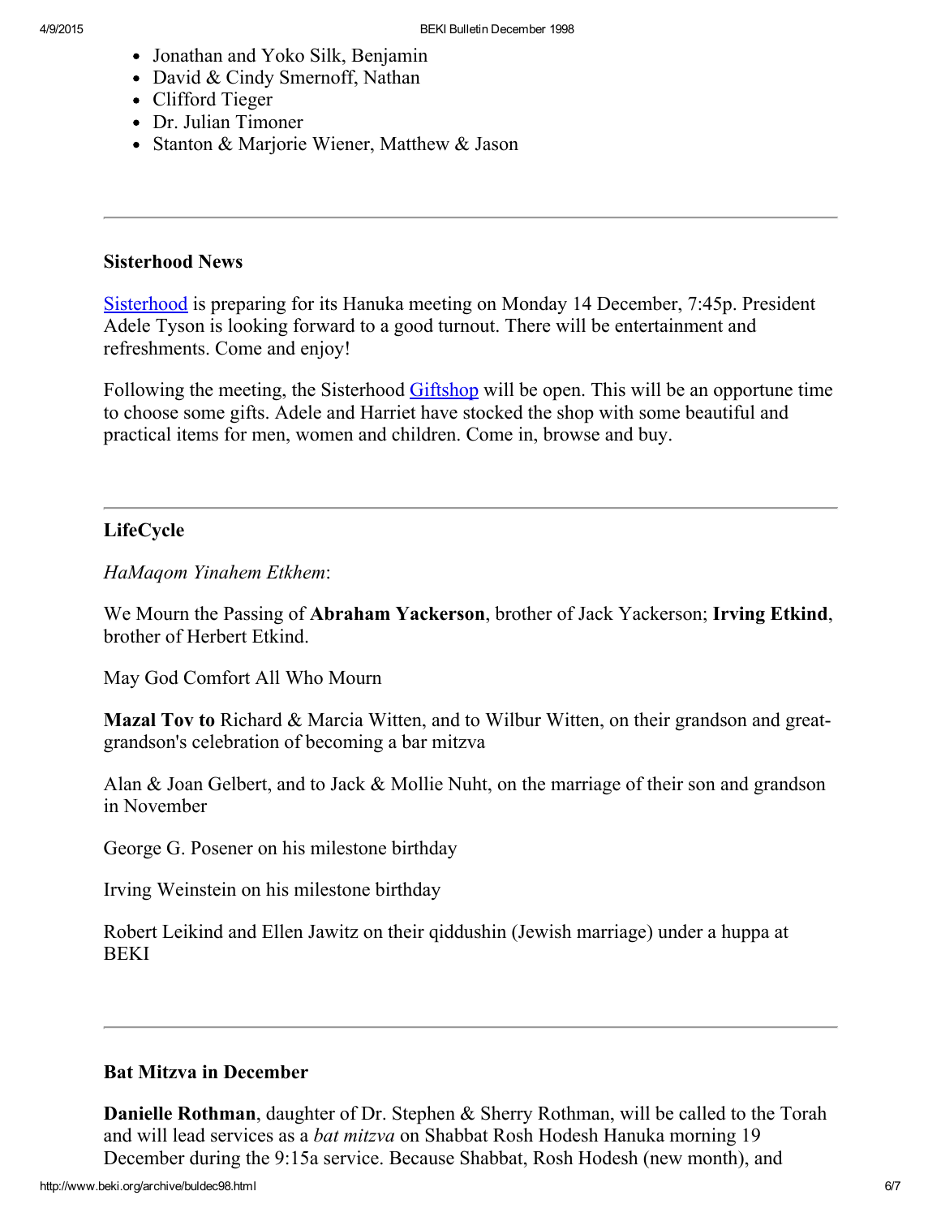- Jonathan and Yoko Silk, Benjamin
- David & Cindy Smernoff, Nathan
- Clifford Tieger
- Dr. Julian Timoner
- Stanton & Marjorie Wiener, Matthew & Jason

---

### Sisterhood News

Sisterhood is preparing for its Hanuka meeting on Monday 14 December, 7:45p. President Adele Tyson is looking forward to a good turnout. There will be entertainment and refreshments. Come and enjoy!

Following the meeting, the Sisterhood Giftshop will be open. This will be an opportune time to choose some gifts. Adele and Harriet have stocked the shop with some beautiful and practical items for men, women and children. Come in, browse and buy.

---

### LifeCycle

*HaMaqom Yinahem Etkhem*:

We Mourn the Passing of **Abraham Yackerson**, brother of Jack Yackerson; **Irving Etkind**, brother of Herbert Etkind.

May God Comfort All Who Mourn

**Mazal Tov to** Richard & Marcia Witten, and to Wilbur Witten, on their grandson and great-grandson's celebration of becoming a bar mitzva

Alan & Joan Gelbert, and to Jack & Mollie Nuht, on the marriage of their son and grandson in November

George G. Posener on his milestone birthday

Irving Weinstein on his milestone birthday

Robert Leikind and Ellen Jawitz on their qiddushin (Jewish marriage) under a huppa at BEKI

---

### Bat Mitzva in December

**Danielle Rothman**, daughter of Dr. Stephen & Sherry Rothman, will be called to the Torah and will lead services as a *bat mitzva* on Shabbat Rosh Hodesh Hanuka morning 19 December during the 9:15a service. Because Shabbat, Rosh Hodesh (new month), and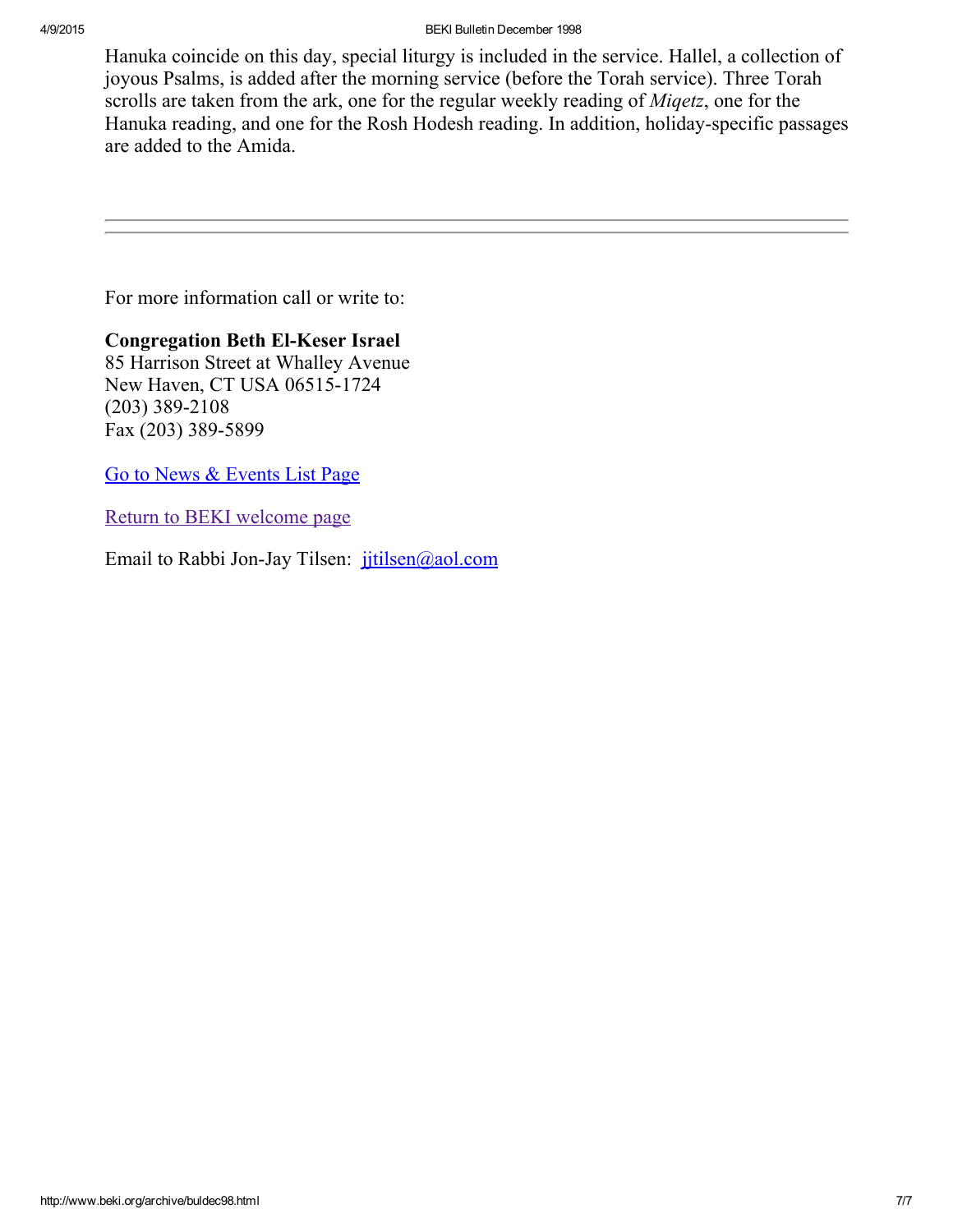Hanuka coincide on this day, special liturgy is included in the service. Hallel, a collection of joyous Psalms, is added after the morning service (before the Torah service). Three Torah scrolls are taken from the ark, one for the regular weekly reading of *Miqetz*, one for the Hanuka reading, and one for the Rosh Hodesh reading. In addition, holiday-specific passages are added to the Amida.

---

For more information call or write to:

**Congregation Beth El-Keser Israel**
85 Harrison Street at Whalley Avenue
New Haven, CT USA 06515-1724
(203) 389-2108
Fax (203) 389-5899

Go to News & Events List Page

Return to BEKI welcome page

Email to Rabbi Jon-Jay Tilsen: jjtilsen@aol.com